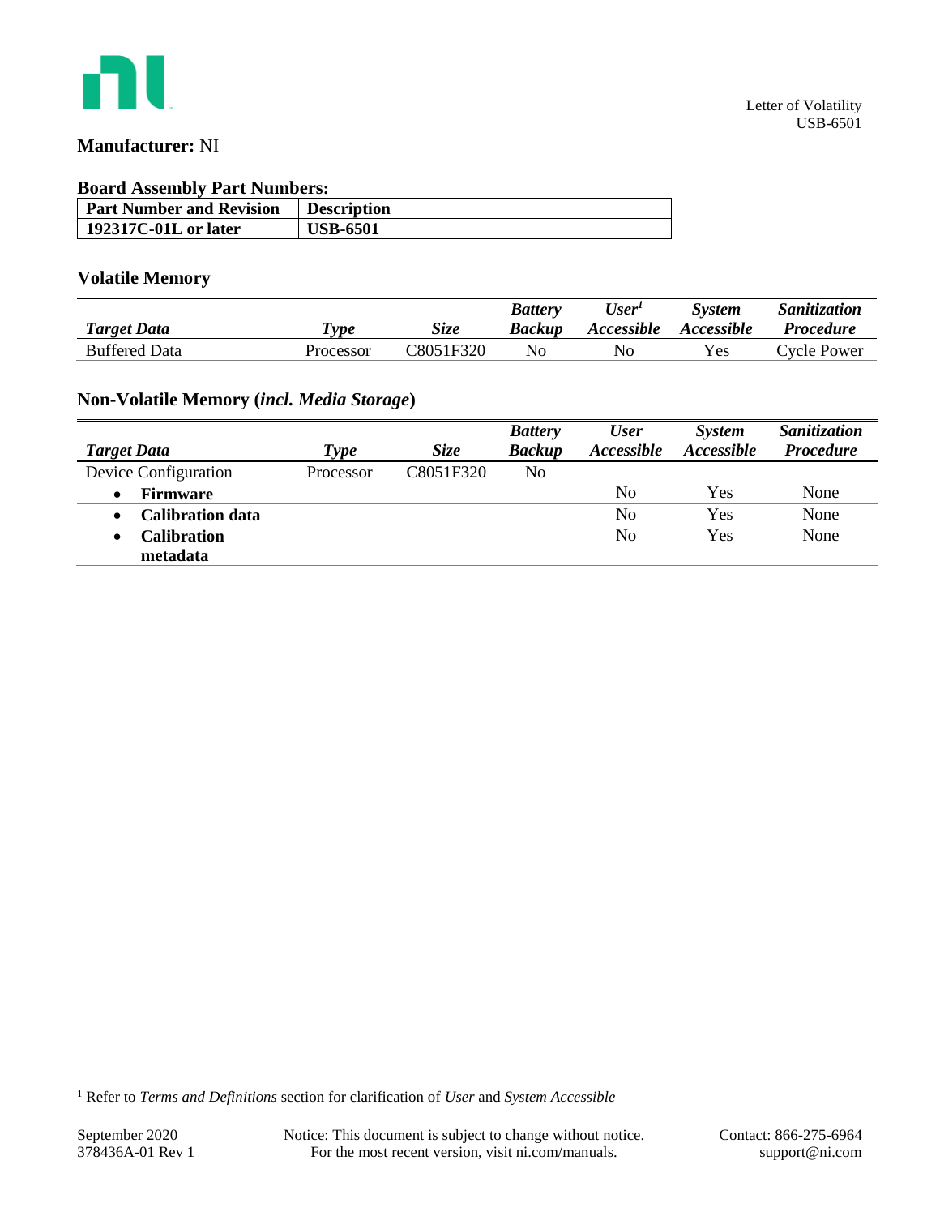Letter of Volatility
USB-6501

**Manufacturer:** NI

**Board Assembly Part Numbers:**

| Part Number and Revision | Description |
|---|---|
| **192317C-01L or later** | **USB-6501** |

## Volatile Memory

| *Target Data* | *Type* | *Size* | *Battery Backup* | *User[1] Accessible* | *System Accessible* | *Sanitization Procedure* |
|---|---|---|---|---|---|---|
| Buffered Data | Processor | C8051F320 | No | No | Yes | Cycle Power |

## Non-Volatile Memory (*incl. Media Storage*)

| *Target Data* | *Type* | *Size* | *Battery Backup* | *User Accessible* | *System Accessible* | *Sanitization Procedure* |
|---|---|---|---|---|---|---|
| Device Configuration | Processor | C8051F320 | No | | | |
| • **Firmware** | | | | No | Yes | None |
| • **Calibration data** | | | | No | Yes | None |
| • **Calibration metadata** | | | | No | Yes | None |

[1] Refer to *Terms and Definitions* section for clarification of *User* and *System Accessible*

September 2020
378436A-01 Rev 1

Notice: This document is subject to change without notice.
For the most recent version, visit ni.com/manuals.

Contact: 866-275-6964
support@ni.com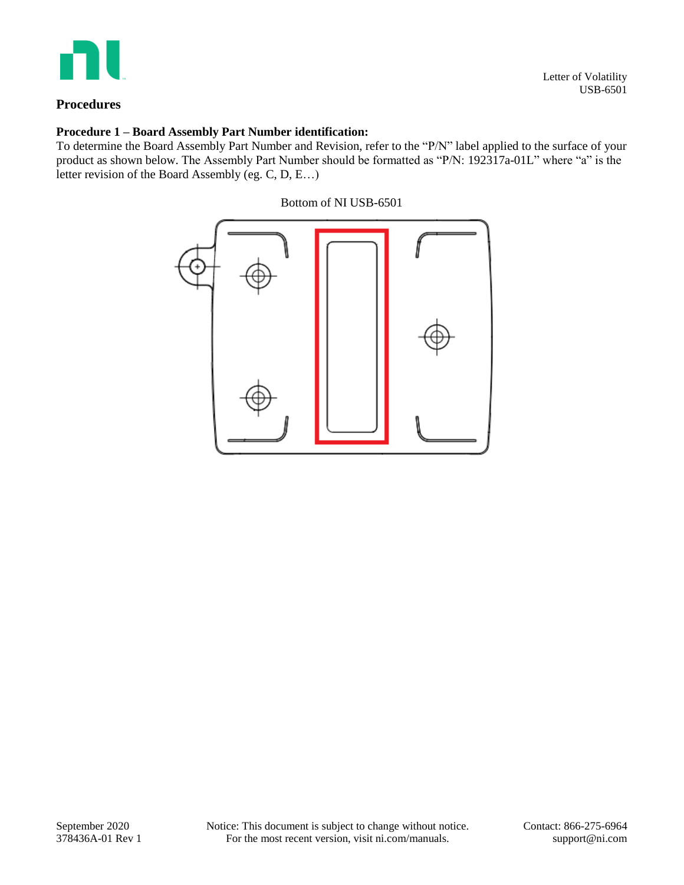## Procedures

**Procedure 1 – Board Assembly Part Number identification:**
To determine the Board Assembly Part Number and Revision, refer to the "P/N" label applied to the surface of your product as shown below. The Assembly Part Number should be formatted as "P/N: 192317a-01L" where "a" is the letter revision of the Board Assembly (eg. C, D, E…)

Bottom of NI USB-6501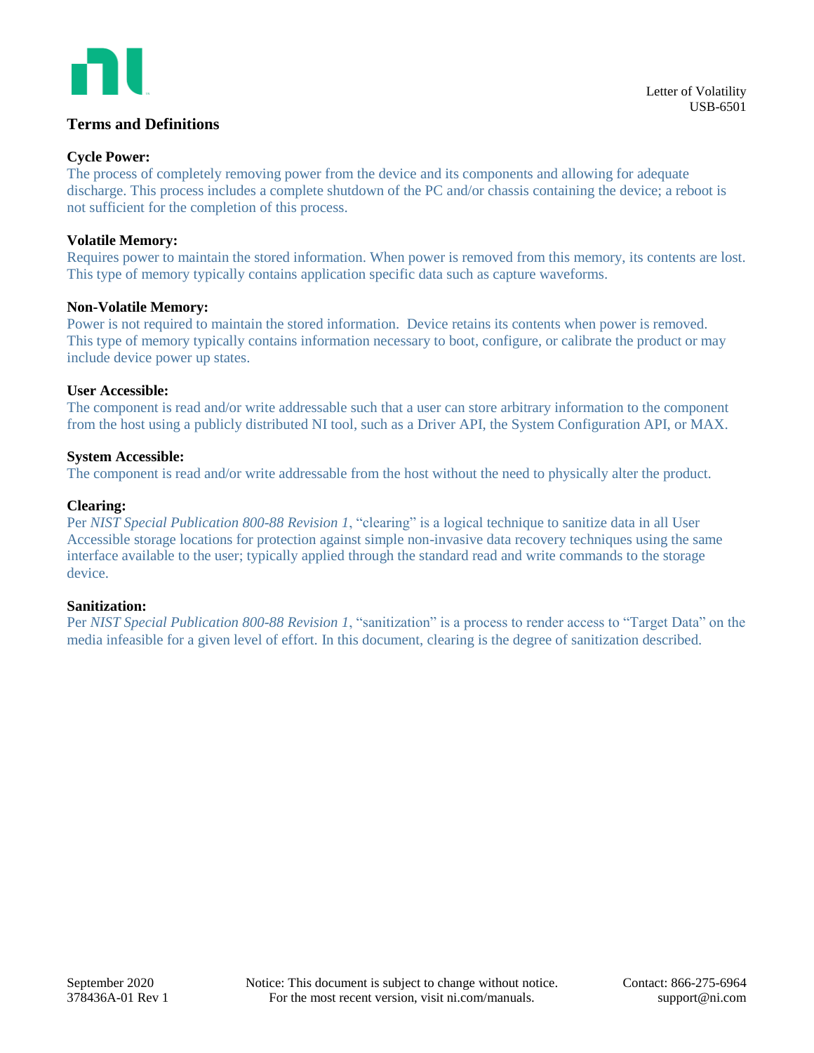## Terms and Definitions

**Cycle Power:**
The process of completely removing power from the device and its components and allowing for adequate discharge. This process includes a complete shutdown of the PC and/or chassis containing the device; a reboot is not sufficient for the completion of this process.

**Volatile Memory:**
Requires power to maintain the stored information. When power is removed from this memory, its contents are lost. This type of memory typically contains application specific data such as capture waveforms.

**Non-Volatile Memory:**
Power is not required to maintain the stored information. Device retains its contents when power is removed. This type of memory typically contains information necessary to boot, configure, or calibrate the product or may include device power up states.

**User Accessible:**
The component is read and/or write addressable such that a user can store arbitrary information to the component from the host using a publicly distributed NI tool, such as a Driver API, the System Configuration API, or MAX.

**System Accessible:**
The component is read and/or write addressable from the host without the need to physically alter the product.

**Clearing:**
Per *NIST Special Publication 800-88 Revision 1*, "clearing" is a logical technique to sanitize data in all User Accessible storage locations for protection against simple non-invasive data recovery techniques using the same interface available to the user; typically applied through the standard read and write commands to the storage device.

**Sanitization:**
Per *NIST Special Publication 800-88 Revision 1*, "sanitization" is a process to render access to "Target Data" on the media infeasible for a given level of effort. In this document, clearing is the degree of sanitization described.